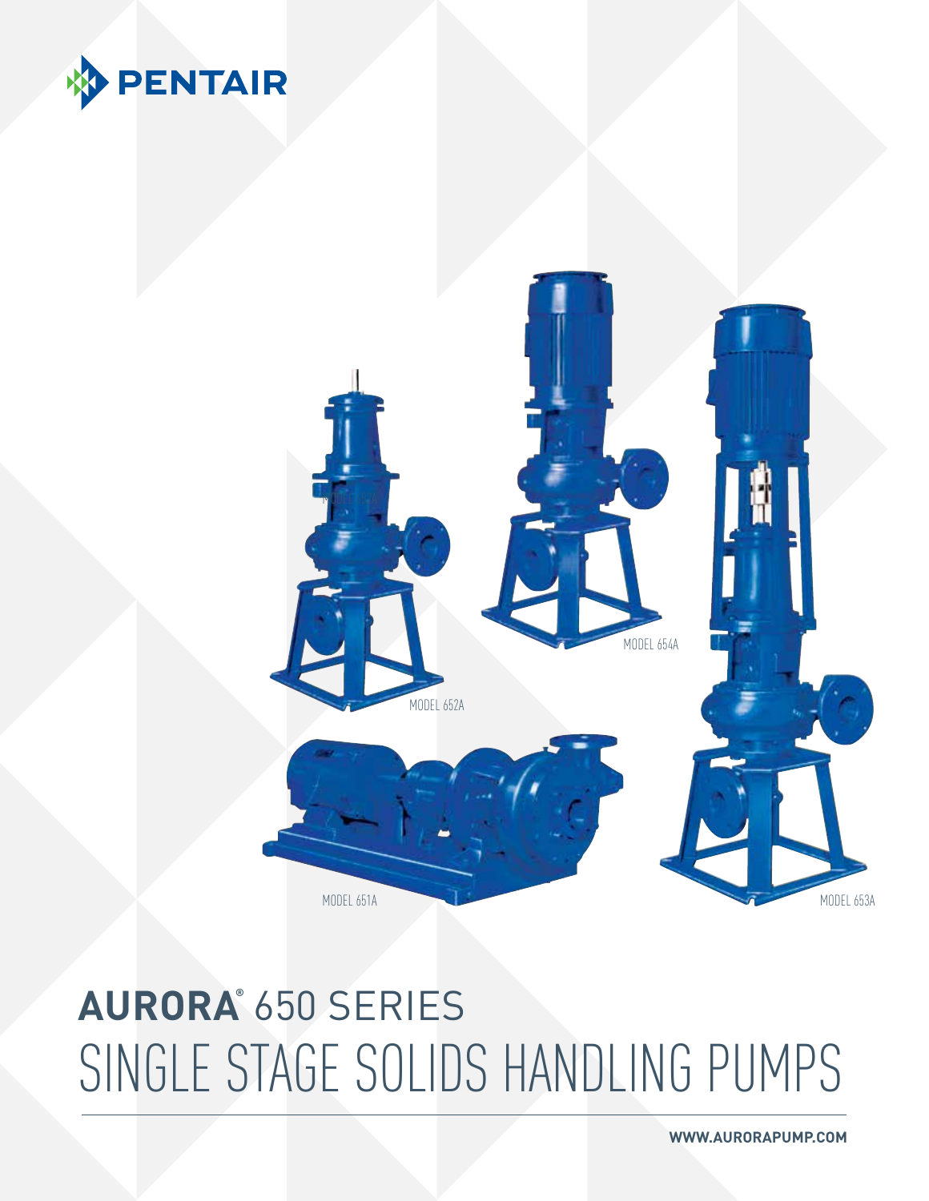PENTAIR

MODEL 652A

MODEL 654A

MODEL 651A

MODEL 653A

# AURORA® 650 SERIES

# SINGLE STAGE SOLIDS HANDLING PUMPS

WWW.AURORAPUMP.COM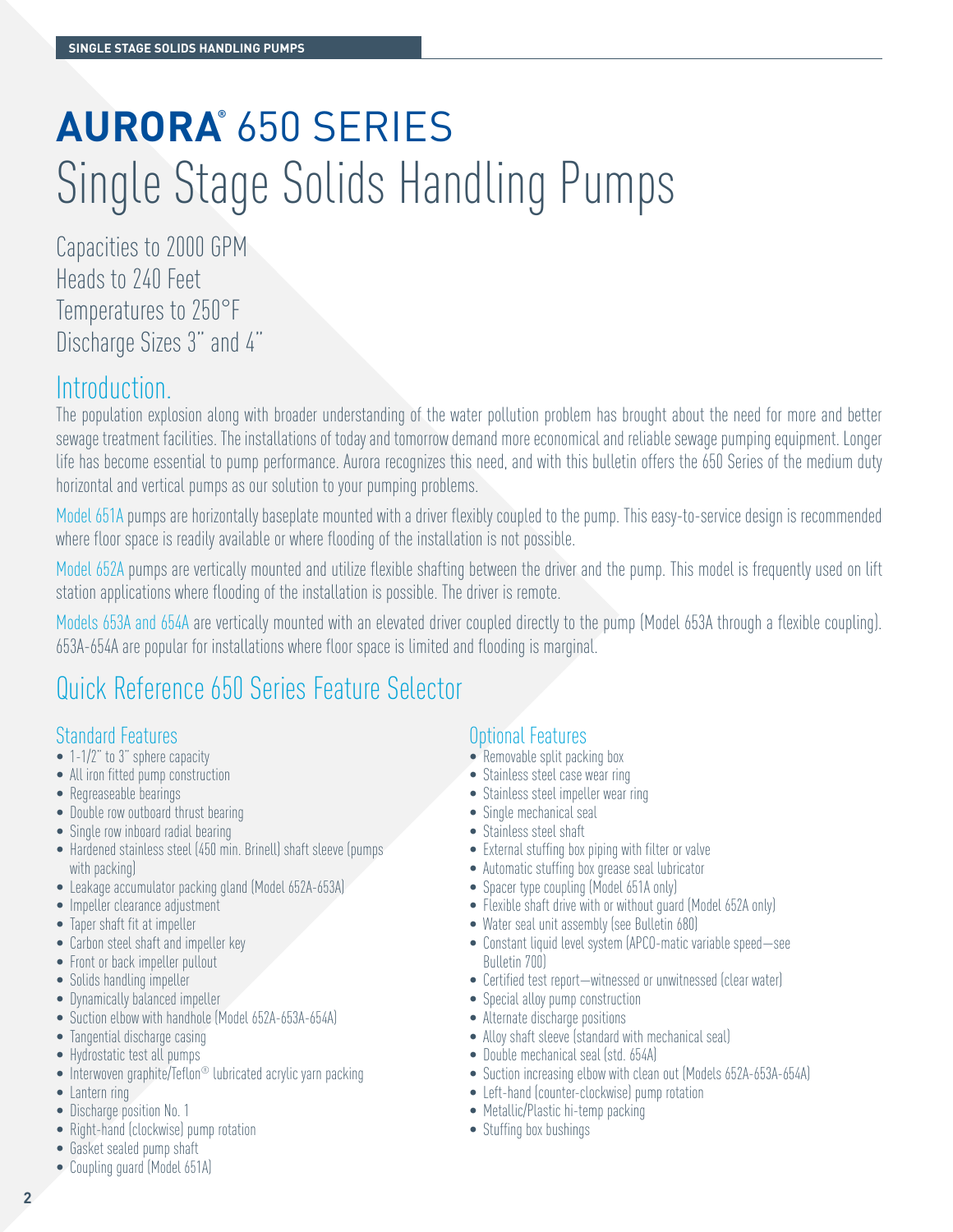# AURORA® 650 SERIES
# Single Stage Solids Handling Pumps

Capacities to 2000 GPM
Heads to 240 Feet
Temperatures to 250°F
Discharge Sizes 3" and 4"

## Introduction.

The population explosion along with broader understanding of the water pollution problem has brought about the need for more and better sewage treatment facilities. The installations of today and tomorrow demand more economical and reliable sewage pumping equipment. Longer life has become essential to pump performance. Aurora recognizes this need, and with this bulletin offers the 650 Series of the medium duty horizontal and vertical pumps as our solution to your pumping problems.

Model 651A pumps are horizontally baseplate mounted with a driver flexibly coupled to the pump. This easy-to-service design is recommended where floor space is readily available or where flooding of the installation is not possible.

Model 652A pumps are vertically mounted and utilize flexible shafting between the driver and the pump. This model is frequently used on lift station applications where flooding of the installation is possible. The driver is remote.

Models 653A and 654A are vertically mounted with an elevated driver coupled directly to the pump (Model 653A through a flexible coupling). 653A-654A are popular for installations where floor space is limited and flooding is marginal.

## Quick Reference 650 Series Feature Selector

### Standard Features

- 1-1/2" to 3" sphere capacity
- All iron fitted pump construction
- Regreaseable bearings
- Double row outboard thrust bearing
- Single row inboard radial bearing
- Hardened stainless steel (450 min. Brinell) shaft sleeve (pumps with packing)
- Leakage accumulator packing gland (Model 652A-653A)
- Impeller clearance adjustment
- Taper shaft fit at impeller
- Carbon steel shaft and impeller key
- Front or back impeller pullout
- Solids handling impeller
- Dynamically balanced impeller
- Suction elbow with handhole (Model 652A-653A-654A)
- Tangential discharge casing
- Hydrostatic test all pumps
- Interwoven graphite/Teflon® lubricated acrylic yarn packing
- Lantern ring
- Discharge position No. 1
- Right-hand (clockwise) pump rotation
- Gasket sealed pump shaft
- Coupling guard (Model 651A)

### Optional Features

- Removable split packing box
- Stainless steel case wear ring
- Stainless steel impeller wear ring
- Single mechanical seal
- Stainless steel shaft
- External stuffing box piping with filter or valve
- Automatic stuffing box grease seal lubricator
- Spacer type coupling (Model 651A only)
- Flexible shaft drive with or without guard (Model 652A only)
- Water seal unit assembly (see Bulletin 680)
- Constant liquid level system (APCO-matic variable speed—see Bulletin 700)
- Certified test report—witnessed or unwitnessed (clear water)
- Special alloy pump construction
- Alternate discharge positions
- Alloy shaft sleeve (standard with mechanical seal)
- Double mechanical seal (std. 654A)
- Suction increasing elbow with clean out (Models 652A-653A-654A)
- Left-hand (counter-clockwise) pump rotation
- Metallic/Plastic hi-temp packing
- Stuffing box bushings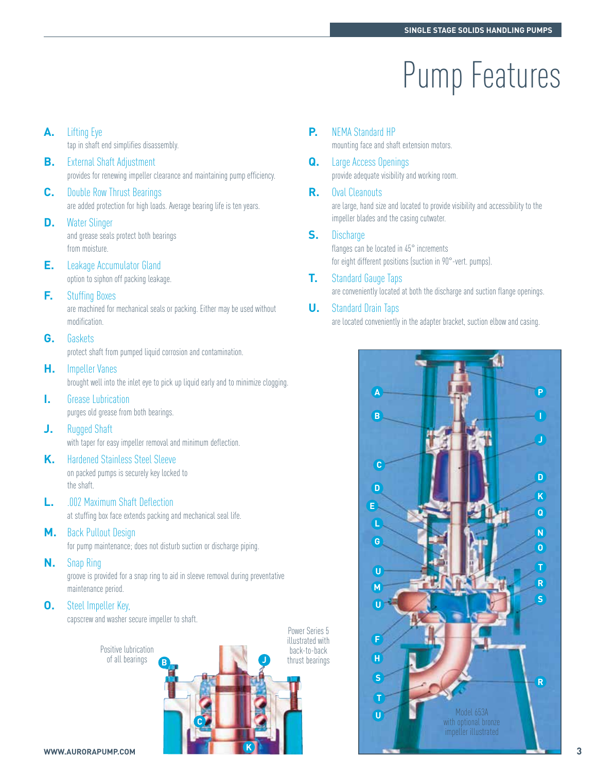# Pump Features

**A.** Lifting Eye
tap in shaft end simplifies disassembly.

**B.** External Shaft Adjustment
provides for renewing impeller clearance and maintaining pump efficiency.

**C.** Double Row Thrust Bearings
are added protection for high loads. Average bearing life is ten years.

**D.** Water Slinger
and grease seals protect both bearings from moisture.

**E.** Leakage Accumulator Gland
option to siphon off packing leakage.

**F.** Stuffing Boxes
are machined for mechanical seals or packing. Either may be used without modification.

**G.** Gaskets
protect shaft from pumped liquid corrosion and contamination.

**H.** Impeller Vanes
brought well into the inlet eye to pick up liquid early and to minimize clogging.

**I.** Grease Lubrication
purges old grease from both bearings.

**J.** Rugged Shaft
with taper for easy impeller removal and minimum deflection.

**K.** Hardened Stainless Steel Sleeve
on packed pumps is securely key locked to the shaft.

**L.** .002 Maximum Shaft Deflection
at stuffing box face extends packing and mechanical seal life.

**M.** Back Pullout Design
for pump maintenance; does not disturb suction or discharge piping.

**N.** Snap Ring
groove is provided for a snap ring to aid in sleeve removal during preventative maintenance period.

**O.** Steel Impeller Key,
capscrew and washer secure impeller to shaft.

**P.** NEMA Standard HP
mounting face and shaft extension motors.

**Q.** Large Access Openings
provide adequate visibility and working room.

**R.** Oval Cleanouts
are large, hand size and located to provide visibility and accessibility to the impeller blades and the casing cutwater.

**S.** Discharge
flanges can be located in 45° increments for eight different positions (suction in 90°-vert. pumps).

**T.** Standard Gauge Taps
are conveniently located at both the discharge and suction flange openings.

**U.** Standard Drain Taps
are located conveniently in the adapter bracket, suction elbow and casing.

Positive lubrication of all bearings

Power Series 5 illustrated with back-to-back thrust bearings

Model 653A with optional bronze impeller illustrated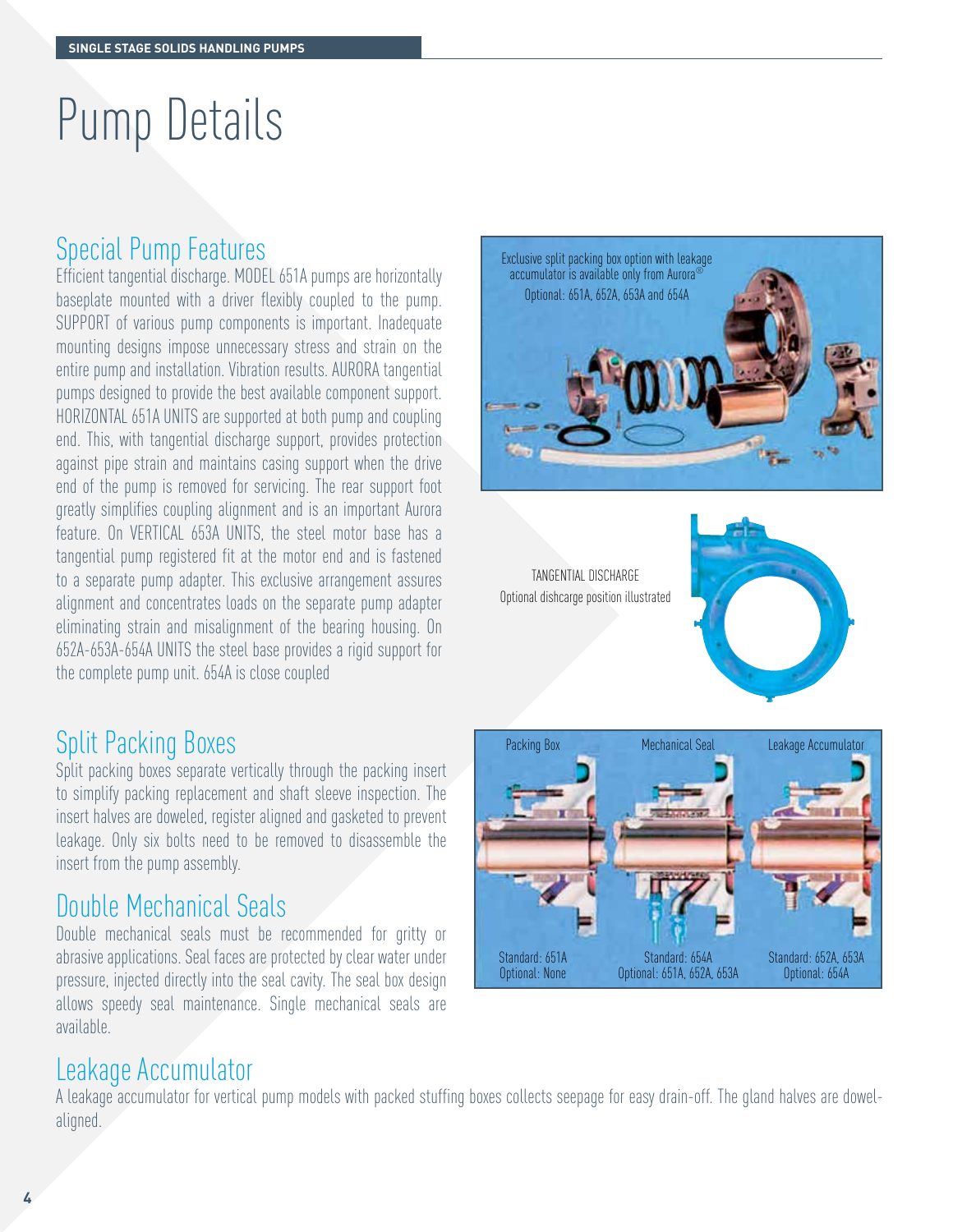# Pump Details

## Special Pump Features

Efficient tangential discharge. MODEL 651A pumps are horizontally baseplate mounted with a driver flexibly coupled to the pump. SUPPORT of various pump components is important. Inadequate mounting designs impose unnecessary stress and strain on the entire pump and installation. Vibration results. AURORA tangential pumps designed to provide the best available component support. HORIZONTAL 651A UNITS are supported at both pump and coupling end. This, with tangential discharge support, provides protection against pipe strain and maintains casing support when the drive end of the pump is removed for servicing. The rear support foot greatly simplifies coupling alignment and is an important Aurora feature. On VERTICAL 653A UNITS, the steel motor base has a tangential pump registered fit at the motor end and is fastened to a separate pump adapter. This exclusive arrangement assures alignment and concentrates loads on the separate pump adapter eliminating strain and misalignment of the bearing housing. On 652A-653A-654A UNITS the steel base provides a rigid support for the complete pump unit. 654A is close coupled

Exclusive split packing box option with leakage accumulator is available only from Aurora®
Optional: 651A, 652A, 653A and 654A

TANGENTIAL DISCHARGE
Optional dishcarge position illustrated

## Split Packing Boxes

Split packing boxes separate vertically through the packing insert to simplify packing replacement and shaft sleeve inspection. The insert halves are doweled, register aligned and gasketed to prevent leakage. Only six bolts need to be removed to disassemble the insert from the pump assembly.

## Double Mechanical Seals

Double mechanical seals must be recommended for gritty or abrasive applications. Seal faces are protected by clear water under pressure, injected directly into the seal cavity. The seal box design allows speedy seal maintenance. Single mechanical seals are available.

| Packing Box | Mechanical Seal | Leakage Accumulator |
|---|---|---|
| Standard: 651A<br>Optional: None | Standard: 654A<br>Optional: 651A, 652A, 653A | Standard: 652A, 653A<br>Optional: 654A |

## Leakage Accumulator

A leakage accumulator for vertical pump models with packed stuffing boxes collects seepage for easy drain-off. The gland halves are dowel-aligned.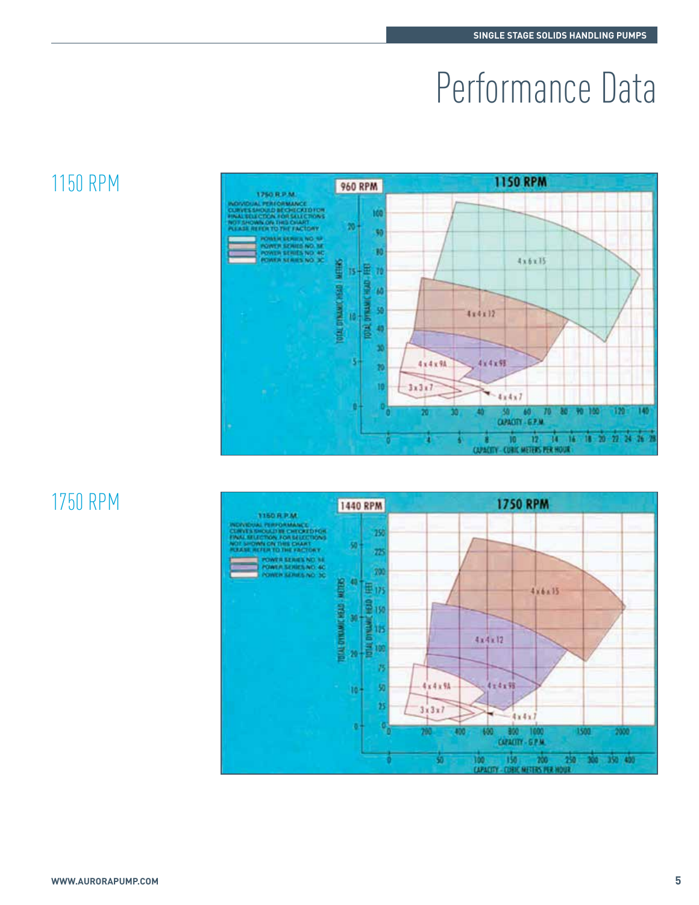# Performance Data

## 1150 RPM

1750 R.P.M.

INDIVIDUAL PERFORMANCE CURVES SHOULD BE CHECKED FOR FINAL SELECTION. FOR SELECTIONS NOT SHOWN ON THIS CHART PLEASE REFER TO THE FACTORY

- POWER SERIES NO. 5F
- POWER SERIES NO. 5E
- POWER SERIES NO. 4C
- POWER SERIES NO. 3C

960 RPM

1150 RPM

4 x 6 x 15

4 x 4 x 12

4 x 4 x 9A

4 x 4 x 9B

3 x 3 x 7

4 x 4 x 7

TOTAL DYNAMIC HEAD - METERS

TOTAL DYNAMIC HEAD - FEET

CAPACITY - G.P.M.

CAPACITY - CUBIC METERS PER HOUR

## 1750 RPM

1150 R.P.M.

INDIVIDUAL PERFORMANCE CURVES SHOULD BE CHECKED FOR FINAL SELECTION. FOR SELECTIONS NOT SHOWN ON THIS CHART PLEASE REFER TO THE FACTORY

- POWER SERIES NO. 5E
- POWER SERIES NO. 4C
- POWER SERIES NO. 3C

1440 RPM

1750 RPM

4 x 6 x 15

4 x 4 x 12

4 x 4 x 9A

4 x 4 x 9B

3 x 3 x 7

4 x 4 x 7

TOTAL DYNAMIC HEAD - METERS

TOTAL DYNAMIC HEAD - FEET

CAPACITY - G.P.M.

CAPACITY - CUBIC METERS PER HOUR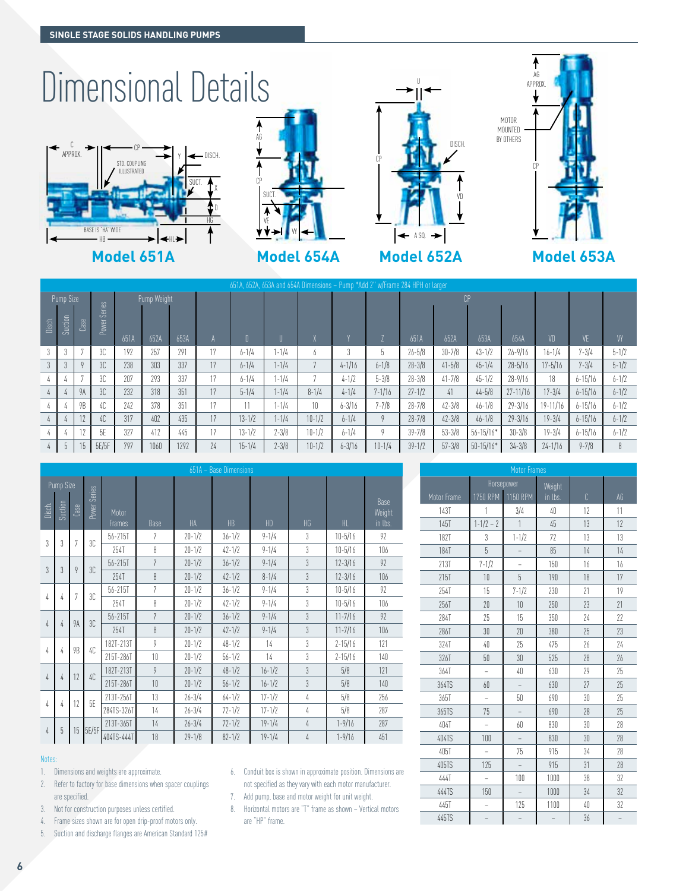SINGLE STAGE SOLIDS HANDLING PUMPS

# Dimensional Details

**Model 651A** **Model 654A** **Model 652A** **Model 653A**

651A, 652A, 653A and 654A Dimensions – Pump *Add 2" w/Frame 284 HPH or larger

| Pump Size | | | Power Series | Pump Weight | | | A | D | U | X | Y | Z | CP | | | | VD | VE | VY |
|---|---|---|---|---|---|---|---|---|---|---|---|---|---|---|---|---|---|---|---|
| Disch. | Suction | Case | | 651A | 652A | 653A | | | | | | | 651A | 652A | 653A | 654A | | | |
| 3 | 3 | 7 | 3C | 192 | 257 | 291 | 17 | 6-1/4 | 1-1/4 | 6 | 3 | 5 | 26-5/8 | 30-7/8 | 43-1/2 | 26-9/16 | 16-1/4 | 7-3/4 | 5-1/2 |
| 3 | 3 | 9 | 3C | 238 | 303 | 337 | 17 | 6-1/4 | 1-1/4 | 7 | 4-1/16 | 6-1/8 | 28-3/8 | 41-5/8 | 45-1/4 | 28-5/16 | 17-5/16 | 7-3/4 | 5-1/2 |
| 4 | 4 | 7 | 3C | 207 | 293 | 337 | 17 | 6-1/4 | 1-1/4 | 7 | 4-1/2 | 5-3/8 | 28-3/8 | 41-7/8 | 45-1/2 | 28-9/16 | 18 | 6-15/16 | 6-1/2 |
| 4 | 4 | 9A | 3C | 232 | 318 | 351 | 17 | 5-1/4 | 1-1/4 | 8-1/4 | 4-1/4 | 7-1/16 | 27-1/2 | 41 | 44-5/8 | 27-11/16 | 17-3/4 | 6-15/16 | 6-1/2 |
| 4 | 4 | 9B | 4C | 242 | 378 | 351 | 17 | 11 | 1-1/4 | 10 | 6-3/16 | 7-7/8 | 28-7/8 | 42-3/8 | 46-1/8 | 29-3/16 | 19-11/16 | 6-15/16 | 6-1/2 |
| 4 | 4 | 12 | 4C | 317 | 402 | 435 | 17 | 13-1/2 | 1-1/4 | 10-1/2 | 6-1/4 | 9 | 28-7/8 | 42-3/8 | 46-1/8 | 29-3/16 | 19-3/4 | 6-15/16 | 6-1/2 |
| 4 | 4 | 12 | 5E | 327 | 412 | 445 | 17 | 13-1/2 | 2-3/8 | 10-1/2 | 6-1/4 | 9 | 39-7/8 | 53-3/8 | 56-15/16* | 30-3/8 | 19-3/4 | 6-15/16 | 6-1/2 |
| 4 | 5 | 15 | 5E/5F | 797 | 1060 | 1292 | 24 | 15-1/4 | 2-3/8 | 10-1/2 | 6-3/16 | 10-1/4 | 39-1/2 | 57-3/8 | 50-15/16* | 34-3/8 | 24-1/16 | 9-7/8 | 8 |

651A – Base Dimensions

| Disch. | Suction | Case | Power Series | Motor Frames | Base | HA | HB | HD | HG | HL | Base Weight in lbs. |
|---|---|---|---|---|---|---|---|---|---|---|---|
| 3 | 3 | 7 | 3C | 56-215T | 7 | 20-1/2 | 36-1/2 | 9-1/4 | 3 | 10-5/16 | 92 |
| | | | | 254T | 8 | 20-1/2 | 42-1/2 | 9-1/4 | 3 | 10-5/16 | 106 |
| 3 | 3 | 9 | 3C | 56-215T | 7 | 20-1/2 | 36-1/2 | 9-1/4 | 3 | 12-3/16 | 92 |
| | | | | 254T | 8 | 20-1/2 | 42-1/2 | 8-1/4 | 3 | 12-3/16 | 106 |
| 4 | 4 | 7 | 3C | 56-215T | 7 | 20-1/2 | 36-1/2 | 9-1/4 | 3 | 10-5/16 | 92 |
| | | | | 254T | 8 | 20-1/2 | 42-1/2 | 9-1/4 | 3 | 10-5/16 | 106 |
| 4 | 4 | 9A | 3C | 56-215T | 7 | 20-1/2 | 36-1/2 | 9-1/4 | 3 | 11-7/16 | 92 |
| | | | | 254T | 8 | 20-1/2 | 42-1/2 | 9-1/4 | 3 | 11-7/16 | 106 |
| 4 | 4 | 9B | 4C | 182T-213T | 9 | 20-1/2 | 48-1/2 | 14 | 3 | 2-15/16 | 121 |
| | | | | 215T-286T | 10 | 20-1/2 | 56-1/2 | 14 | 3 | 2-15/16 | 140 |
| 4 | 4 | 12 | 4C | 182T-213T | 9 | 20-1/2 | 48-1/2 | 16-1/2 | 3 | 5/8 | 121 |
| | | | | 215T-286T | 10 | 20-1/2 | 56-1/2 | 16-1/2 | 3 | 5/8 | 140 |
| 4 | 4 | 12 | 5E | 213T-256T | 13 | 26-3/4 | 64-1/2 | 17-1/2 | 4 | 5/8 | 256 |
| | | | | 284TS-326T | 14 | 26-3/4 | 72-1/2 | 17-1/2 | 4 | 5/8 | 287 |
| 4 | 5 | 15 | 5E/5F | 213T-365T | 14 | 26-3/4 | 72-1/2 | 19-1/4 | 4 | 1-9/16 | 287 |
| | | | | 404TS-444T | 18 | 29-1/8 | 82-1/2 | 19-1/4 | 4 | 1-9/16 | 451 |

Motor Frames

| Motor Frame | Horsepower 1750 RPM | Horsepower 1150 RPM | Weight in lbs. | C | AG |
|---|---|---|---|---|---|
| 143T | 1 | 3/4 | 40 | 12 | 11 |
| 145T | 1-1/2 – 2 | 1 | 45 | 13 | 12 |
| 182T | 3 | 1-1/2 | 72 | 13 | 13 |
| 184T | 5 | – | 85 | 14 | 14 |
| 213T | 7-1/2 | – | 150 | 16 | 16 |
| 215T | 10 | 5 | 190 | 18 | 17 |
| 254T | 15 | 7-1/2 | 230 | 21 | 19 |
| 256T | 20 | 10 | 250 | 23 | 21 |
| 284T | 25 | 15 | 350 | 24 | 22 |
| 286T | 30 | 20 | 380 | 25 | 23 |
| 324T | 40 | 25 | 475 | 26 | 24 |
| 326T | 50 | 30 | 525 | 28 | 26 |
| 364T | – | 40 | 630 | 29 | 25 |
| 364TS | 60 | – | 630 | 27 | 25 |
| 365T | – | 50 | 690 | 30 | 25 |
| 365TS | 75 | – | 690 | 28 | 25 |
| 404T | – | 60 | 830 | 30 | 28 |
| 404TS | 100 | – | 830 | 30 | 28 |
| 405T | – | 75 | 915 | 34 | 28 |
| 405TS | 125 | – | 915 | 31 | 28 |
| 444T | – | 100 | 1000 | 38 | 32 |
| 444TS | 150 | – | 1000 | 34 | 32 |
| 445T | – | 125 | 1100 | 40 | 32 |
| 445TS | – | – | – | 36 | – |

Notes:

1. Dimensions and weights are approximate.
2. Refer to factory for base dimensions when spacer couplings are specified.
3. Not for construction purposes unless certified.
4. Frame sizes shown are for open drip-proof motors only.
5. Suction and discharge flanges are American Standard 125#
6. Conduit box is shown in approximate position. Dimensions are not specified as they vary with each motor manufacturer.
7. Add pump, base and motor weight for unit weight.
8. Horizontal motors are "T" frame as shown – Vertical motors are "HP" frame.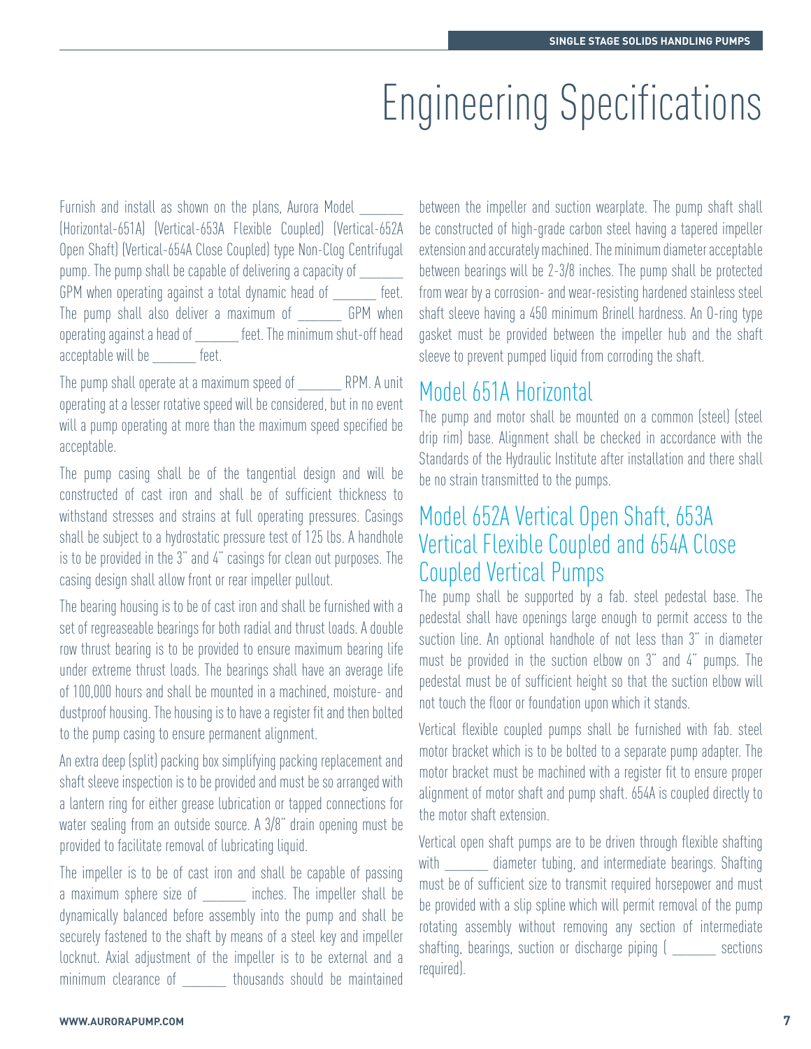# Engineering Specifications

Furnish and install as shown on the plans, Aurora Model ______ (Horizontal-651A) (Vertical-653A Flexible Coupled) (Vertical-652A Open Shaft) (Vertical-654A Close Coupled) type Non-Clog Centrifugal pump. The pump shall be capable of delivering a capacity of ______ GPM when operating against a total dynamic head of ______ feet. The pump shall also deliver a maximum of ______ GPM when operating against a head of ______ feet. The minimum shut-off head acceptable will be ______ feet.

The pump shall operate at a maximum speed of ______ RPM. A unit operating at a lesser rotative speed will be considered, but in no event will a pump operating at more than the maximum speed specified be acceptable.

The pump casing shall be of the tangential design and will be constructed of cast iron and shall be of sufficient thickness to withstand stresses and strains at full operating pressures. Casings shall be subject to a hydrostatic pressure test of 125 lbs. A handhole is to be provided in the 3" and 4" casings for clean out purposes. The casing design shall allow front or rear impeller pullout.

The bearing housing is to be of cast iron and shall be furnished with a set of regreaseable bearings for both radial and thrust loads. A double row thrust bearing is to be provided to ensure maximum bearing life under extreme thrust loads. The bearings shall have an average life of 100,000 hours and shall be mounted in a machined, moisture- and dustproof housing. The housing is to have a register fit and then bolted to the pump casing to ensure permanent alignment.

An extra deep (split) packing box simplifying packing replacement and shaft sleeve inspection is to be provided and must be so arranged with a lantern ring for either grease lubrication or tapped connections for water sealing from an outside source. A 3/8" drain opening must be provided to facilitate removal of lubricating liquid.

The impeller is to be of cast iron and shall be capable of passing a maximum sphere size of ______ inches. The impeller shall be dynamically balanced before assembly into the pump and shall be securely fastened to the shaft by means of a steel key and impeller locknut. Axial adjustment of the impeller is to be external and a minimum clearance of ______ thousands should be maintained between the impeller and suction wearplate. The pump shaft shall be constructed of high-grade carbon steel having a tapered impeller extension and accurately machined. The minimum diameter acceptable between bearings will be 2-3/8 inches. The pump shall be protected from wear by a corrosion- and wear-resisting hardened stainless steel shaft sleeve having a 450 minimum Brinell hardness. An O-ring type gasket must be provided between the impeller hub and the shaft sleeve to prevent pumped liquid from corroding the shaft.

## Model 651A Horizontal

The pump and motor shall be mounted on a common (steel) (steel drip rim) base. Alignment shall be checked in accordance with the Standards of the Hydraulic Institute after installation and there shall be no strain transmitted to the pumps.

## Model 652A Vertical Open Shaft, 653A Vertical Flexible Coupled and 654A Close Coupled Vertical Pumps

The pump shall be supported by a fab. steel pedestal base. The pedestal shall have openings large enough to permit access to the suction line. An optional handhole of not less than 3" in diameter must be provided in the suction elbow on 3" and 4" pumps. The pedestal must be of sufficient height so that the suction elbow will not touch the floor or foundation upon which it stands.

Vertical flexible coupled pumps shall be furnished with fab. steel motor bracket which is to be bolted to a separate pump adapter. The motor bracket must be machined with a register fit to ensure proper alignment of motor shaft and pump shaft. 654A is coupled directly to the motor shaft extension.

Vertical open shaft pumps are to be driven through flexible shafting with ______ diameter tubing, and intermediate bearings. Shafting must be of sufficient size to transmit required horsepower and must be provided with a slip spline which will permit removal of the pump rotating assembly without removing any section of intermediate shafting, bearings, suction or discharge piping ( ______ sections required).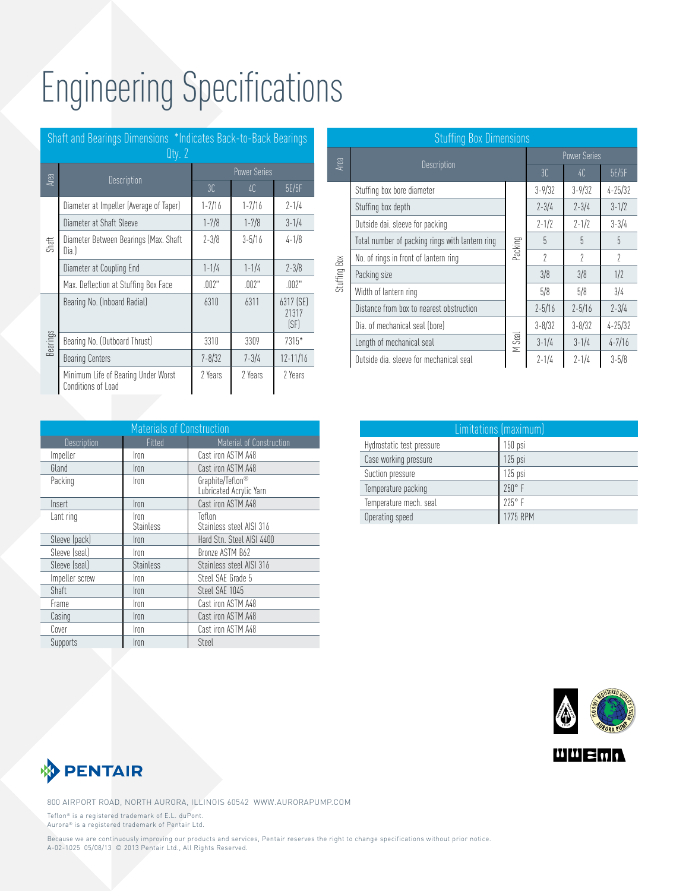# Engineering Specifications

| Shaft and Bearings Dimensions *Indicates Back-to-Back Bearings Qty. 2 | | | | |
|---|---|---|---|---|
| Area | Description | Power Series | | |
| | | 3C | 4C | 5E/5F |
| Shaft | Diameter at Impeller (Average of Taper) | 1-7/16 | 1-7/16 | 2-1/4 |
| | Diameter at Shaft Sleeve | 1-7/8 | 1-7/8 | 3-1/4 |
| | Diameter Between Bearings (Max. Shaft Dia.) | 2-3/8 | 3-5/16 | 4-1/8 |
| | Diameter at Coupling End | 1-1/4 | 1-1/4 | 2-3/8 |
| | Max. Deflection at Stuffing Box Face | .002" | .002" | .002" |
| Bearings | Bearing No. (Inboard Radial) | 6310 | 6311 | 6317 (SE) 21317 (SF) |
| | Bearing No. (Outboard Thrust) | 3310 | 3309 | 7315* |
| | Bearing Centers | 7-8/32 | 7-3/4 | 12-11/16 |
| | Minimum Life of Bearing Under Worst Conditions of Load | 2 Years | 2 Years | 2 Years |

| Stuffing Box Dimensions | | | | | |
|---|---|---|---|---|---|
| Area | Description | | Power Series | | |
| | | | 3C | 4C | 5E/5F |
| Stuffing Box | Stuffing box bore diameter | Packing | 3-9/32 | 3-9/32 | 4-25/32 |
| | Stuffing box depth | | 2-3/4 | 2-3/4 | 3-1/2 |
| | Outside dai. sleeve for packing | | 2-1/2 | 2-1/2 | 3-3/4 |
| | Total number of packing rings with lantern ring | | 5 | 5 | 5 |
| | No. of rings in front of lantern ring | | 2 | 2 | 2 |
| | Packing size | | 3/8 | 3/8 | 1/2 |
| | Width of lantern ring | | 5/8 | 5/8 | 3/4 |
| | Distance from box to nearest obstruction | | 2-5/16 | 2-5/16 | 2-3/4 |
| | Dia. of mechanical seal (bore) | M Seal | 3-8/32 | 3-8/32 | 4-25/32 |
| | Length of mechanical seal | | 3-1/4 | 3-1/4 | 4-7/16 |
| | Outside dia. sleeve for mechanical seal | | 2-1/4 | 2-1/4 | 3-5/8 |

| Materials of Construction | | |
|---|---|---|
| Description | Fitted | Material of Construction |
| Impeller | Iron | Cast iron ASTM A48 |
| Gland | Iron | Cast iron ASTM A48 |
| Packing | Iron | Graphite/Teflon® Lubricated Acrylic Yarn |
| Insert | Iron | Cast iron ASTM A48 |
| Lant ring | Iron Stainless | Teflon Stainless steel AISI 316 |
| Sleeve (pack) | Iron | Hard Stn. Steel AISI 4400 |
| Sleeve (seal) | Iron | Bronze ASTM B62 |
| Sleeve (seal) | Stainless | Stainless steel AISI 316 |
| Impeller screw | Iron | Steel SAE Grade 5 |
| Shaft | Iron | Steel SAE 1045 |
| Frame | Iron | Cast iron ASTM A48 |
| Casing | Iron | Cast iron ASTM A48 |
| Cover | Iron | Cast iron ASTM A48 |
| Supports | Iron | Steel |

| Limitations (maximum) | |
|---|---|
| Hydrostatic test pressure | 150 psi |
| Case working pressure | 125 psi |
| Suction pressure | 125 psi |
| Temperature packing | 250° F |
| Temperature mech. seal | 225° F |
| Operating speed | 1775 RPM |

PENTAIR

800 AIRPORT ROAD, NORTH AURORA, ILLINOIS 60542 WWW.AURORAPUMP.COM

Teflon® is a registered trademark of E.L. duPont.
Aurora® is a registered trademark of Pentair Ltd.

Because we are continuously improving our products and services, Pentair reserves the right to change specifications without prior notice.
A-02-1025 05/08/13 © 2013 Pentair Ltd., All Rights Reserved.